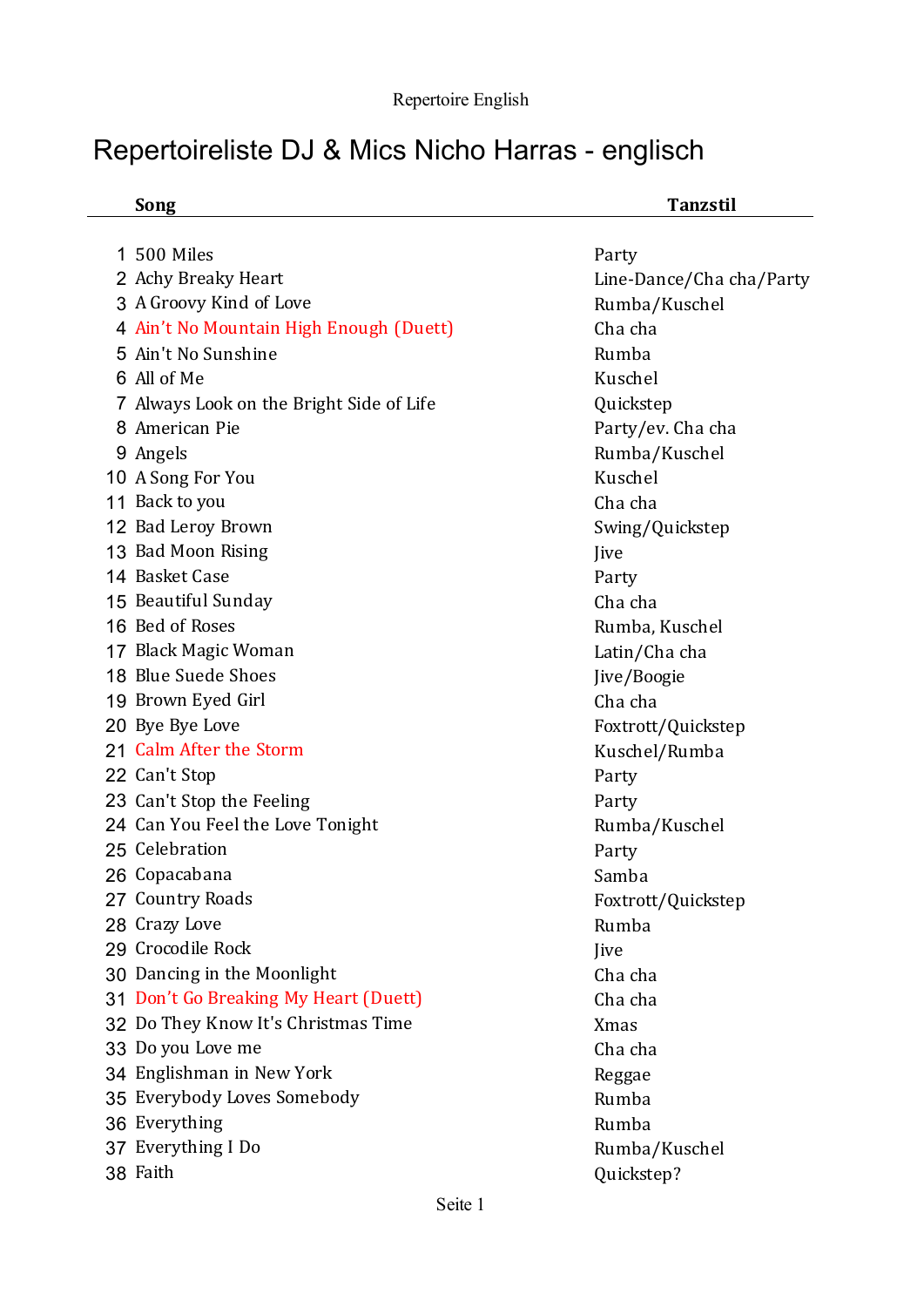# Repertoireliste DJ & Mics Nicho Harras - englisch

| | Song | Tanzstil |
|---|---|---|
| 1 | 500 Miles | Party |
| 2 | Achy Breaky Heart | Line-Dance/Cha cha/Party |
| 3 | A Groovy Kind of Love | Rumba/Kuschel |
| 4 | Ain't No Mountain High Enough (Duett) | Cha cha |
| 5 | Ain't No Sunshine | Rumba |
| 6 | All of Me | Kuschel |
| 7 | Always Look on the Bright Side of Life | Quickstep |
| 8 | American Pie | Party/ev. Cha cha |
| 9 | Angels | Rumba/Kuschel |
| 10 | A Song For You | Kuschel |
| 11 | Back to you | Cha cha |
| 12 | Bad Leroy Brown | Swing/Quickstep |
| 13 | Bad Moon Rising | Jive |
| 14 | Basket Case | Party |
| 15 | Beautiful Sunday | Cha cha |
| 16 | Bed of Roses | Rumba, Kuschel |
| 17 | Black Magic Woman | Latin/Cha cha |
| 18 | Blue Suede Shoes | Jive/Boogie |
| 19 | Brown Eyed Girl | Cha cha |
| 20 | Bye Bye Love | Foxtrott/Quickstep |
| 21 | Calm After the Storm | Kuschel/Rumba |
| 22 | Can't Stop | Party |
| 23 | Can't Stop the Feeling | Party |
| 24 | Can You Feel the Love Tonight | Rumba/Kuschel |
| 25 | Celebration | Party |
| 26 | Copacabana | Samba |
| 27 | Country Roads | Foxtrott/Quickstep |
| 28 | Crazy Love | Rumba |
| 29 | Crocodile Rock | Jive |
| 30 | Dancing in the Moonlight | Cha cha |
| 31 | Don't Go Breaking My Heart (Duett) | Cha cha |
| 32 | Do They Know It's Christmas Time | Xmas |
| 33 | Do you Love me | Cha cha |
| 34 | Englishman in New York | Reggae |
| 35 | Everybody Loves Somebody | Rumba |
| 36 | Everything | Rumba |
| 37 | Everything I Do | Rumba/Kuschel |
| 38 | Faith | Quickstep? |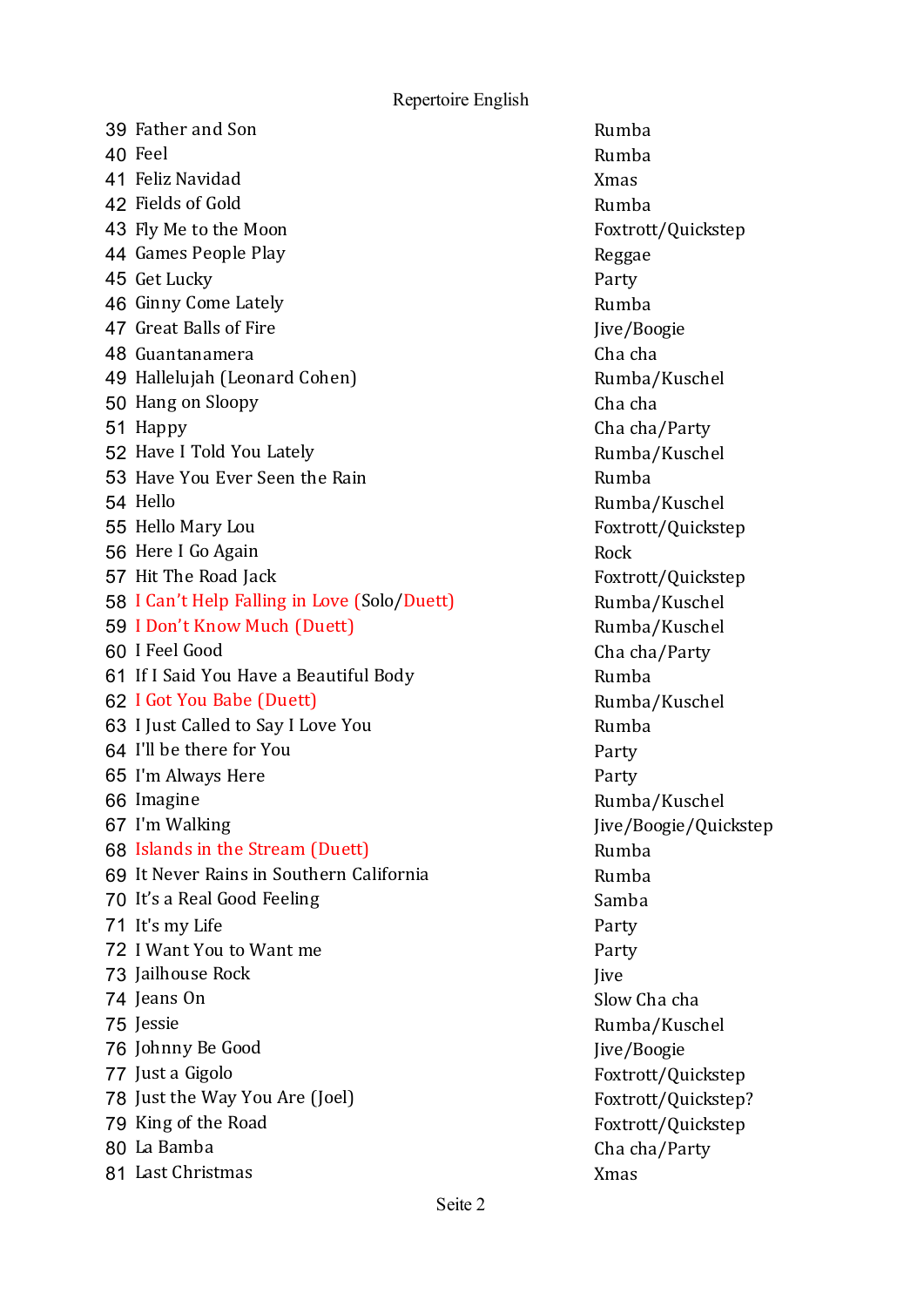Repertoire English

| | | |
|---|---|---|
| 39 | Father and Son | Rumba |
| 40 | Feel | Rumba |
| 41 | Feliz Navidad | Xmas |
| 42 | Fields of Gold | Rumba |
| 43 | Fly Me to the Moon | Foxtrott/Quickstep |
| 44 | Games People Play | Reggae |
| 45 | Get Lucky | Party |
| 46 | Ginny Come Lately | Rumba |
| 47 | Great Balls of Fire | Jive/Boogie |
| 48 | Guantanamera | Cha cha |
| 49 | Hallelujah (Leonard Cohen) | Rumba/Kuschel |
| 50 | Hang on Sloopy | Cha cha |
| 51 | Happy | Cha cha/Party |
| 52 | Have I Told You Lately | Rumba/Kuschel |
| 53 | Have You Ever Seen the Rain | Rumba |
| 54 | Hello | Rumba/Kuschel |
| 55 | Hello Mary Lou | Foxtrott/Quickstep |
| 56 | Here I Go Again | Rock |
| 57 | Hit The Road Jack | Foxtrott/Quickstep |
| 58 | I Can't Help Falling in Love (Solo/Duett) | Rumba/Kuschel |
| 59 | I Don't Know Much (Duett) | Rumba/Kuschel |
| 60 | I Feel Good | Cha cha/Party |
| 61 | If I Said You Have a Beautiful Body | Rumba |
| 62 | I Got You Babe (Duett) | Rumba/Kuschel |
| 63 | I Just Called to Say I Love You | Rumba |
| 64 | I'll be there for You | Party |
| 65 | I'm Always Here | Party |
| 66 | Imagine | Rumba/Kuschel |
| 67 | I'm Walking | Jive/Boogie/Quickstep |
| 68 | Islands in the Stream (Duett) | Rumba |
| 69 | It Never Rains in Southern California | Rumba |
| 70 | It's a Real Good Feeling | Samba |
| 71 | It's my Life | Party |
| 72 | I Want You to Want me | Party |
| 73 | Jailhouse Rock | Jive |
| 74 | Jeans On | Slow Cha cha |
| 75 | Jessie | Rumba/Kuschel |
| 76 | Johnny Be Good | Jive/Boogie |
| 77 | Just a Gigolo | Foxtrott/Quickstep |
| 78 | Just the Way You Are (Joel) | Foxtrott/Quickstep? |
| 79 | King of the Road | Foxtrott/Quickstep |
| 80 | La Bamba | Cha cha/Party |
| 81 | Last Christmas | Xmas |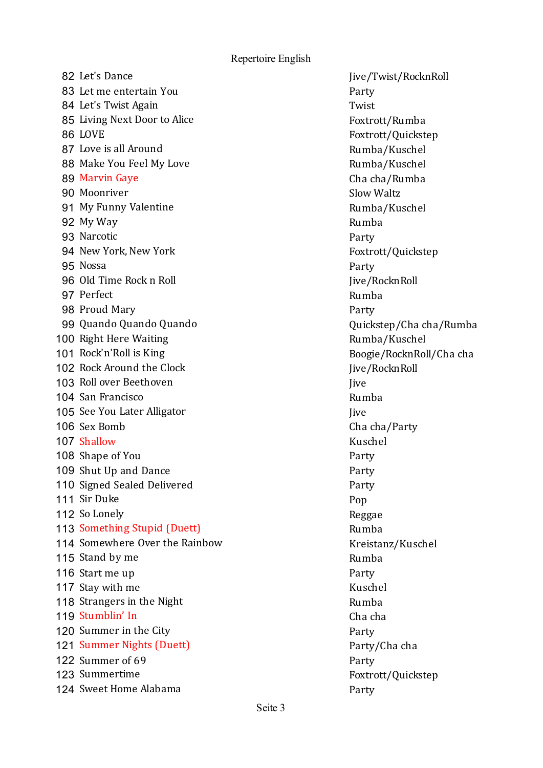Repertoire English

| | | |
|---|---|---|
| 82 | Let's Dance | Jive/Twist/RocknRoll |
| 83 | Let me entertain You | Party |
| 84 | Let's Twist Again | Twist |
| 85 | Living Next Door to Alice | Foxtrott/Rumba |
| 86 | LOVE | Foxtrott/Quickstep |
| 87 | Love is all Around | Rumba/Kuschel |
| 88 | Make You Feel My Love | Rumba/Kuschel |
| 89 | Marvin Gaye | Cha cha/Rumba |
| 90 | Moonriver | Slow Waltz |
| 91 | My Funny Valentine | Rumba/Kuschel |
| 92 | My Way | Rumba |
| 93 | Narcotic | Party |
| 94 | New York, New York | Foxtrott/Quickstep |
| 95 | Nossa | Party |
| 96 | Old Time Rock n Roll | Jive/RocknRoll |
| 97 | Perfect | Rumba |
| 98 | Proud Mary | Party |
| 99 | Quando Quando Quando | Quickstep/Cha cha/Rumba |
| 100 | Right Here Waiting | Rumba/Kuschel |
| 101 | Rock'n'Roll is King | Boogie/RocknRoll/Cha cha |
| 102 | Rock Around the Clock | Jive/RocknRoll |
| 103 | Roll over Beethoven | Jive |
| 104 | San Francisco | Rumba |
| 105 | See You Later Alligator | Jive |
| 106 | Sex Bomb | Cha cha/Party |
| 107 | Shallow | Kuschel |
| 108 | Shape of You | Party |
| 109 | Shut Up and Dance | Party |
| 110 | Signed Sealed Delivered | Party |
| 111 | Sir Duke | Pop |
| 112 | So Lonely | Reggae |
| 113 | Something Stupid (Duett) | Rumba |
| 114 | Somewhere Over the Rainbow | Kreistanz/Kuschel |
| 115 | Stand by me | Rumba |
| 116 | Start me up | Party |
| 117 | Stay with me | Kuschel |
| 118 | Strangers in the Night | Rumba |
| 119 | Stumblin' In | Cha cha |
| 120 | Summer in the City | Party |
| 121 | Summer Nights (Duett) | Party/Cha cha |
| 122 | Summer of 69 | Party |
| 123 | Summertime | Foxtrott/Quickstep |
| 124 | Sweet Home Alabama | Party |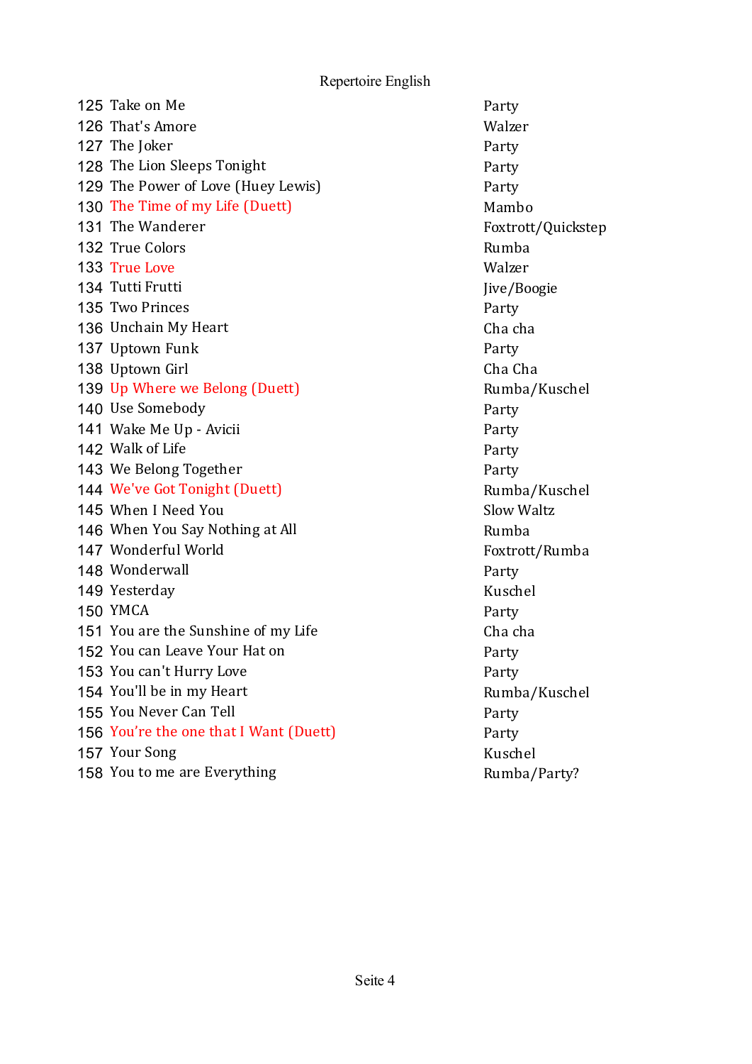Repertoire English

| | | |
|---|---|---|
| 125 | Take on Me | Party |
| 126 | That's Amore | Walzer |
| 127 | The Joker | Party |
| 128 | The Lion Sleeps Tonight | Party |
| 129 | The Power of Love (Huey Lewis) | Party |
| 130 | The Time of my Life (Duett) | Mambo |
| 131 | The Wanderer | Foxtrott/Quickstep |
| 132 | True Colors | Rumba |
| 133 | True Love | Walzer |
| 134 | Tutti Frutti | Jive/Boogie |
| 135 | Two Princes | Party |
| 136 | Unchain My Heart | Cha cha |
| 137 | Uptown Funk | Party |
| 138 | Uptown Girl | Cha Cha |
| 139 | Up Where we Belong (Duett) | Rumba/Kuschel |
| 140 | Use Somebody | Party |
| 141 | Wake Me Up - Avicii | Party |
| 142 | Walk of Life | Party |
| 143 | We Belong Together | Party |
| 144 | We've Got Tonight (Duett) | Rumba/Kuschel |
| 145 | When I Need You | Slow Waltz |
| 146 | When You Say Nothing at All | Rumba |
| 147 | Wonderful World | Foxtrott/Rumba |
| 148 | Wonderwall | Party |
| 149 | Yesterday | Kuschel |
| 150 | YMCA | Party |
| 151 | You are the Sunshine of my Life | Cha cha |
| 152 | You can Leave Your Hat on | Party |
| 153 | You can't Hurry Love | Party |
| 154 | You'll be in my Heart | Rumba/Kuschel |
| 155 | You Never Can Tell | Party |
| 156 | You're the one that I Want (Duett) | Party |
| 157 | Your Song | Kuschel |
| 158 | You to me are Everything | Rumba/Party? |